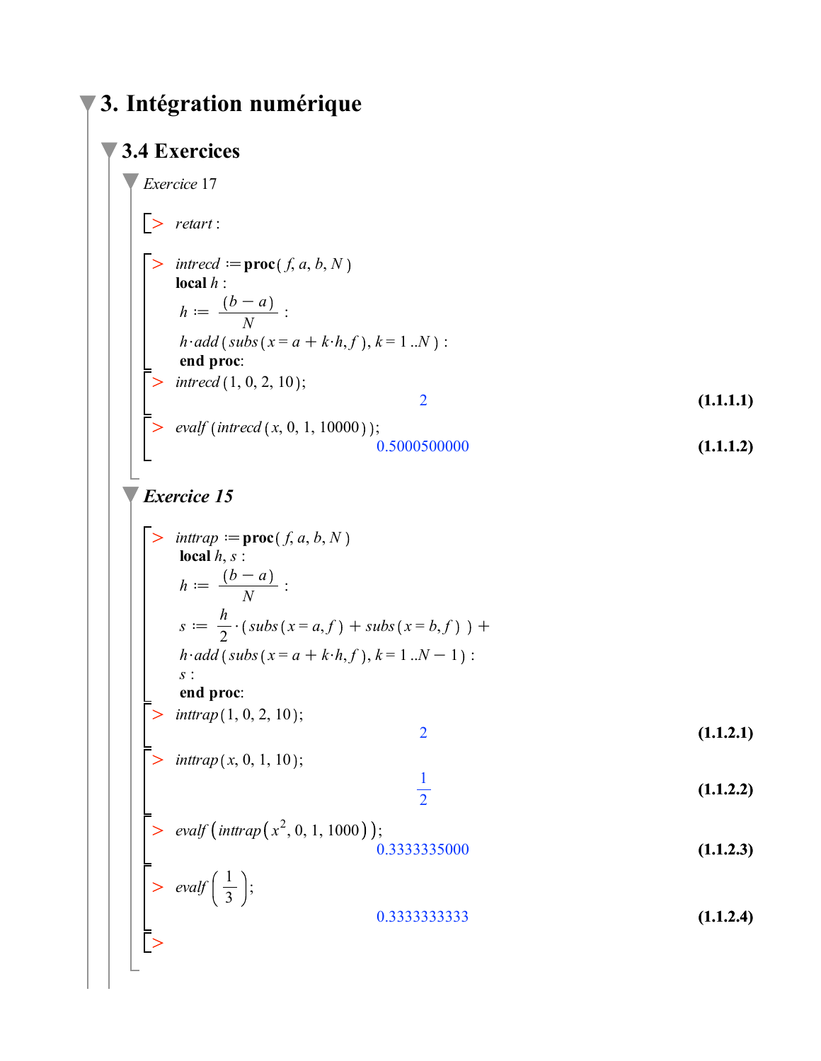# 3. Intégration numérique

## 3.4 Exercices

### *Exercice* 17

```
> retart :
```

```
> intrecd := proc(f, a, b, N)
  local h :
  h := (b - a)/N :
  h·add(subs(x = a + k·h, f), k = 1 ..N) :
  end proc:
```

```
> intrecd(1, 0, 2, 10);
```

$$2 \tag{1.1.1.1}$$

```
> evalf(intrecd(x, 0, 1, 10000));
```

$$0.5000500000 \tag{1.1.1.2}$$

### ***Exercice 15***

```
> inttrap := proc(f, a, b, N)
  local h, s :
  h := (b - a)/N :
  s := h/2·(subs(x = a, f) + subs(x = b, f)) +
  h·add(subs(x = a + k·h, f), k = 1 ..N - 1) :
  s :
  end proc:
```

```
> inttrap(1, 0, 2, 10);
```

$$2 \tag{1.1.2.1}$$

```
> inttrap(x, 0, 1, 10);
```

$$\frac{1}{2} \tag{1.1.2.2}$$

```
> evalf(inttrap(x^2, 0, 1, 1000));
```

$$0.3333335000 \tag{1.1.2.3}$$

```
> evalf(1/3);
```

$$0.3333333333 \tag{1.1.2.4}$$

```
>
```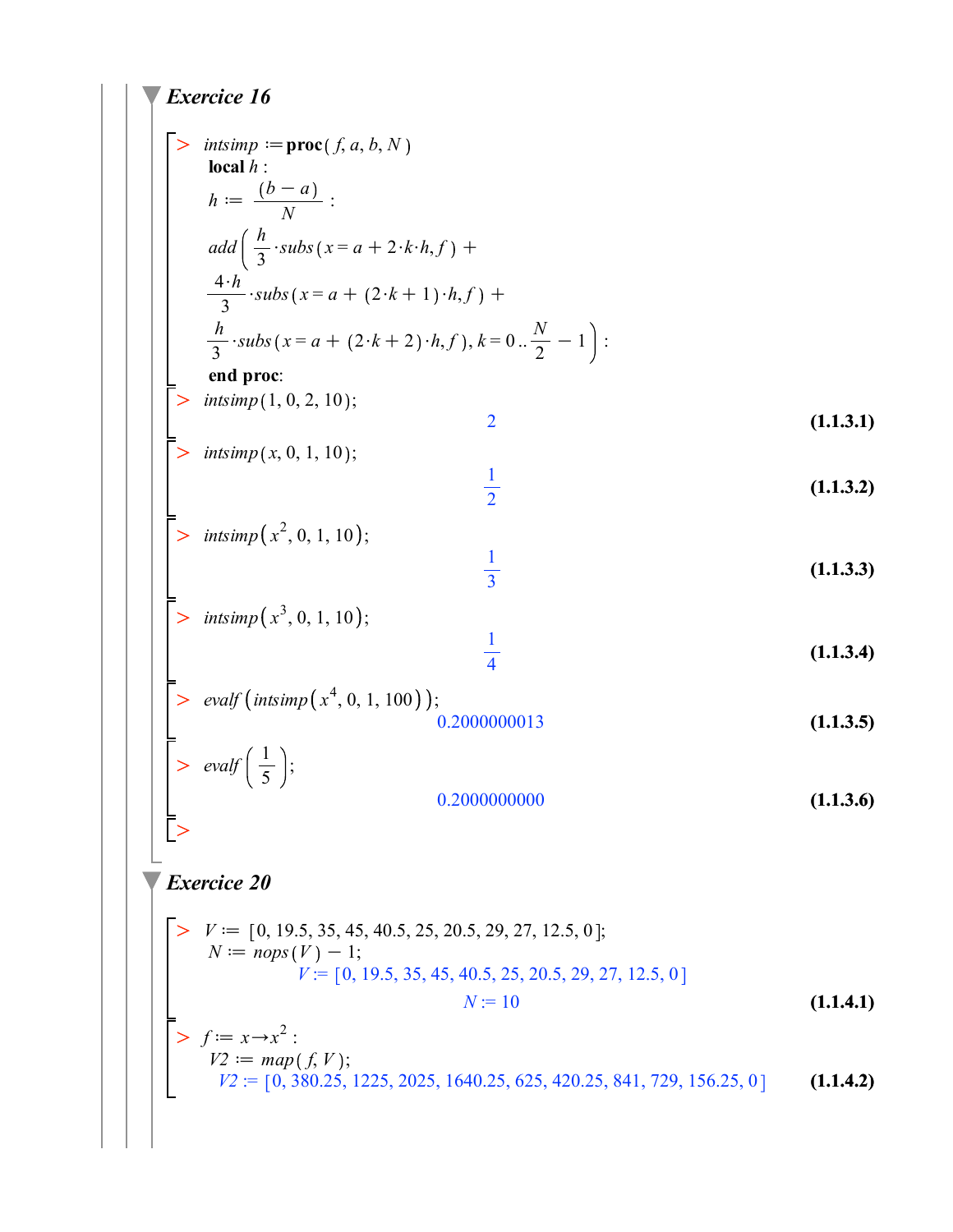## Exercice 16

```
> intsimp := proc(f, a, b, N)
  local h :
  h := (b - a)/N :
  add( h/3·subs(x = a + 2·k·h, f) +
  4·h/3·subs(x = a + (2·k + 1)·h, f) +
  h/3·subs(x = a + (2·k + 2)·h, f), k = 0 .. N/2 - 1 ) :
  end proc:
```

```
> intsimp(1, 0, 2, 10);
```

$$2 \qquad \textbf{(1.1.3.1)}$$

```
> intsimp(x, 0, 1, 10);
```

$$\frac{1}{2} \qquad \textbf{(1.1.3.2)}$$

```
> intsimp(x^2, 0, 1, 10);
```

$$\frac{1}{3} \qquad \textbf{(1.1.3.3)}$$

```
> intsimp(x^3, 0, 1, 10);
```

$$\frac{1}{4} \qquad \textbf{(1.1.3.4)}$$

```
> evalf(intsimp(x^4, 0, 1, 100));
```

$$0.2000000013 \qquad \textbf{(1.1.3.5)}$$

```
> evalf(1/5);
```

$$0.2000000000 \qquad \textbf{(1.1.3.6)}$$

```
>
```

## Exercice 20

```
> V := [0, 19.5, 35, 45, 40.5, 25, 20.5, 29, 27, 12.5, 0];
  N := nops(V) - 1;
```

V := [0, 19.5, 35, 45, 40.5, 25, 20.5, 29, 27, 12.5, 0]

N := 10 **(1.1.4.1)**

```
> f := x→x^2 :
  V2 := map(f, V);
```

V2 := [0, 380.25, 1225, 2025, 1640.25, 625, 420.25, 841, 729, 156.25, 0] **(1.1.4.2)**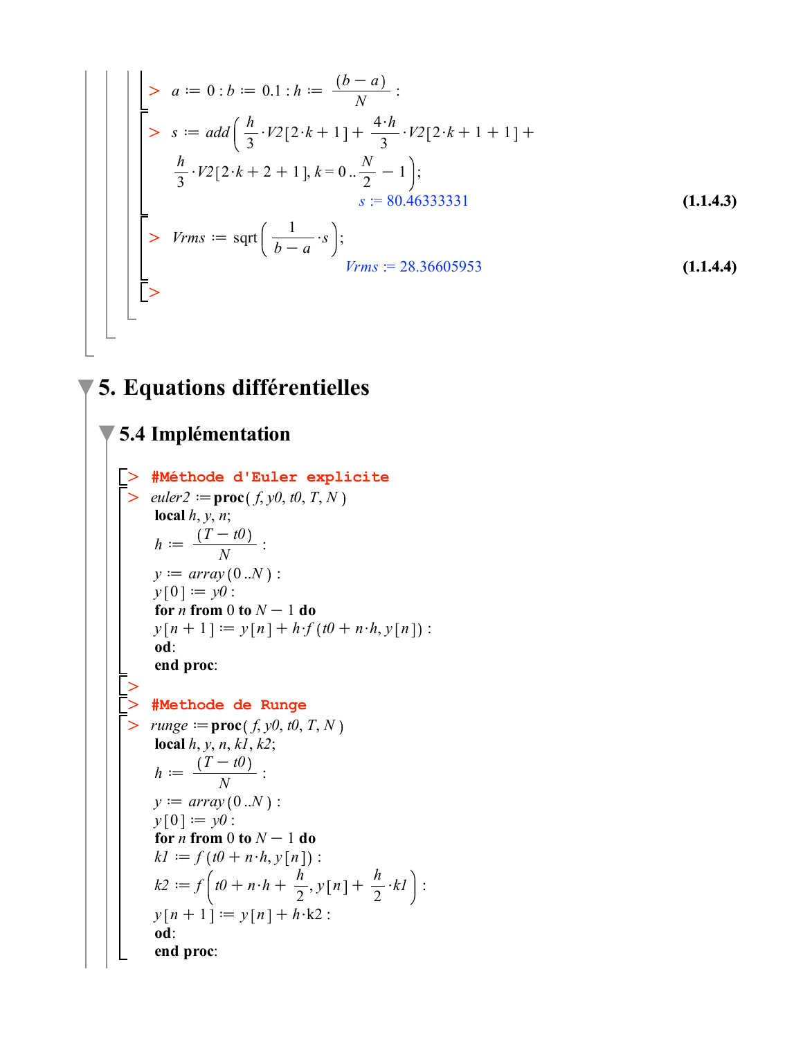```
> a := 0 : b := 0.1 : h := (b - a)/N :
> s := add(h/3 · V2[2·k + 1] + 4·h/3 · V2[2·k + 1 + 1] +
  h/3 · V2[2·k + 2 + 1], k = 0 .. N/2 - 1);
```

$$s := 80.46333331 \tag{1.1.4.3}$$

```
> Vrms := sqrt(1/(b - a) · s);
```

$$Vrms := 28.36605953 \tag{1.1.4.4}$$

```
>
```

# 5. Equations différentielles

## 5.4 Implémentation

```
> #Méthode d'Euler explicite
> euler2 := proc(f, y0, t0, T, N)
  local h, y, n;
  h := (T - t0)/N :
  y := array(0..N) :
  y[0] := y0 :
  for n from 0 to N - 1 do
  y[n + 1] := y[n] + h·f(t0 + n·h, y[n]) :
  od:
  end proc:
>
> #Methode de Runge
> runge := proc(f, y0, t0, T, N)
  local h, y, n, k1, k2;
  h := (T - t0)/N :
  y := array(0..N) :
  y[0] := y0 :
  for n from 0 to N - 1 do
  k1 := f(t0 + n·h, y[n]) :
  k2 := f(t0 + n·h + h/2, y[n] + h/2 · k1) :
  y[n + 1] := y[n] + h·k2 :
  od:
  end proc:
```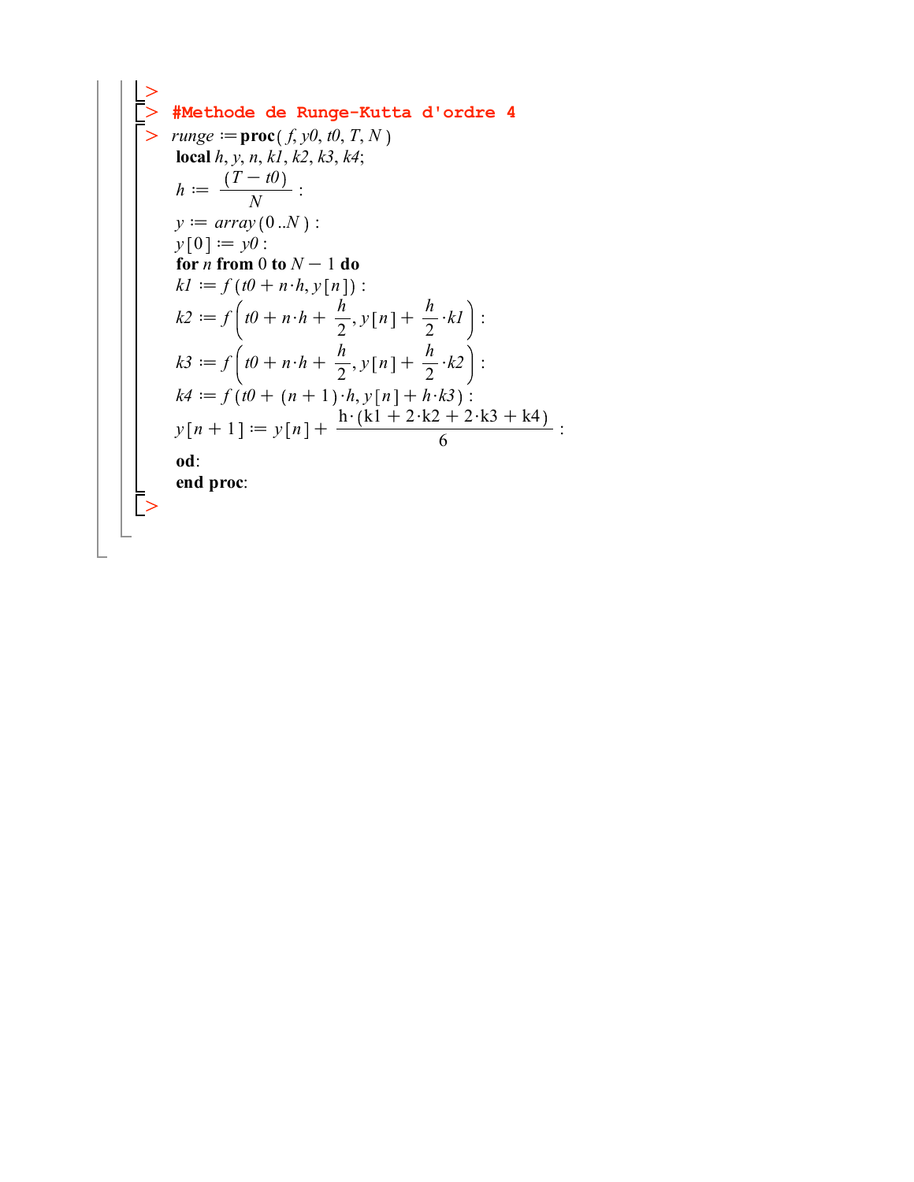```
>
> #Methode de Runge-Kutta d'ordre 4
> runge := proc( f, y0, t0, T, N )
  local h, y, n, k1, k2, k3, k4;
  h := (T - t0)/N :
  y := array(0..N) :
  y[0] := y0 :
  for n from 0 to N - 1 do
  k1 := f(t0 + n·h, y[n]) :
  k2 := f(t0 + n·h + h/2, y[n] + h/2·k1) :
  k3 := f(t0 + n·h + h/2, y[n] + h/2·k2) :
  k4 := f(t0 + (n + 1)·h, y[n] + h·k3) :
  y[n + 1] := y[n] + h·(k1 + 2·k2 + 2·k3 + k4)/6 :
  od:
  end proc:
>
```